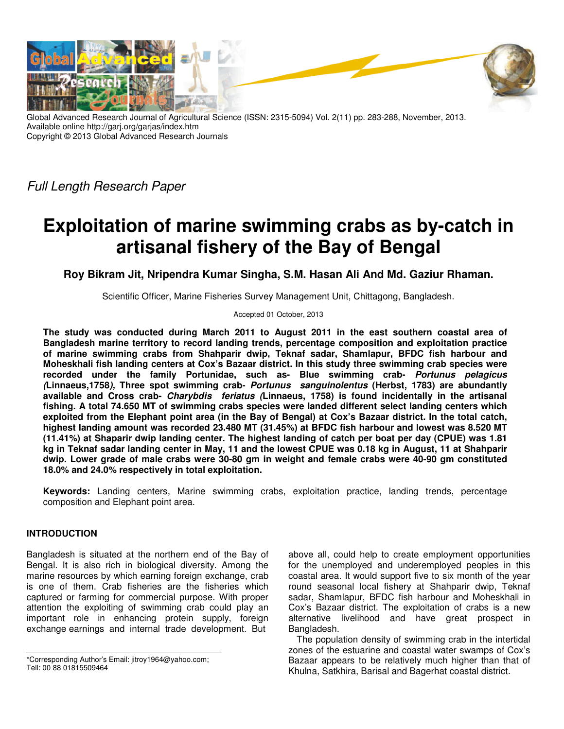Global Advanced Research Journal of Agricultural Science (ISSN: 2315-5094) Vol. 2(11) pp. 283-288, November, 2013.
Available online http://garj.org/garjas/index.htm
Copyright © 2013 Global Advanced Research Journals

*Full Length Research Paper*

# Exploitation of marine swimming crabs as by-catch in artisanal fishery of the Bay of Bengal

**Roy Bikram Jit, Nripendra Kumar Singha, S.M. Hasan Ali And Md. Gaziur Rhaman.**

Scientific Officer, Marine Fisheries Survey Management Unit, Chittagong, Bangladesh.

Accepted 01 October, 2013

**The study was conducted during March 2011 to August 2011 in the east southern coastal area of Bangladesh marine territory to record landing trends, percentage composition and exploitation practice of marine swimming crabs from Shahparir dwip, Teknaf sadar, Shamlapur, BFDC fish harbour and Moheskhali fish landing centers at Cox's Bazaar district. In this study three swimming crab species were recorded under the family Portunidae, such as- Blue swimming crab- *Portunus pelagicus (*Linnaeus,1758*),* Three spot swimming crab- *Portunus sanguinolentus* (Herbst, 1783) are abundantly available and Cross crab- *Charybdis feriatus (*Linnaeus, 1758) is found incidentally in the artisanal fishing. A total 74.650 MT of swimming crabs species were landed different select landing centers which exploited from the Elephant point area (in the Bay of Bengal) at Cox's Bazaar district. In the total catch, highest landing amount was recorded 23.480 MT (31.45%) at BFDC fish harbour and lowest was 8.520 MT (11.41%) at Shaparir dwip landing center. The highest landing of catch per boat per day (CPUE) was 1.81 kg in Teknaf sadar landing center in May, 11 and the lowest CPUE was 0.18 kg in August, 11 at Shahparir dwip. Lower grade of male crabs were 30-80 gm in weight and female crabs were 40-90 gm constituted 18.0% and 24.0% respectively in total exploitation.**

**Keywords:** Landing centers, Marine swimming crabs, exploitation practice, landing trends, percentage composition and Elephant point area.

## INTRODUCTION

Bangladesh is situated at the northern end of the Bay of Bengal. It is also rich in biological diversity. Among the marine resources by which earning foreign exchange, crab is one of them. Crab fisheries are the fisheries which captured or farming for commercial purpose. With proper attention the exploiting of swimming crab could play an important role in enhancing protein supply, foreign exchange earnings and internal trade development. But above all, could help to create employment opportunities for the unemployed and underemployed peoples in this coastal area. It would support five to six month of the year round seasonal local fishery at Shahparir dwip, Teknaf sadar, Shamlapur, BFDC fish harbour and Moheskhali in Cox's Bazaar district. The exploitation of crabs is a new alternative livelihood and have great prospect in Bangladesh.

The population density of swimming crab in the intertidal zones of the estuarine and coastal water swamps of Cox's Bazaar appears to be relatively much higher than that of Khulna, Satkhira, Barisal and Bagerhat coastal district.

*Corresponding Author's Email: jitroy1964@yahoo.com; Tell: 00 88 01815509464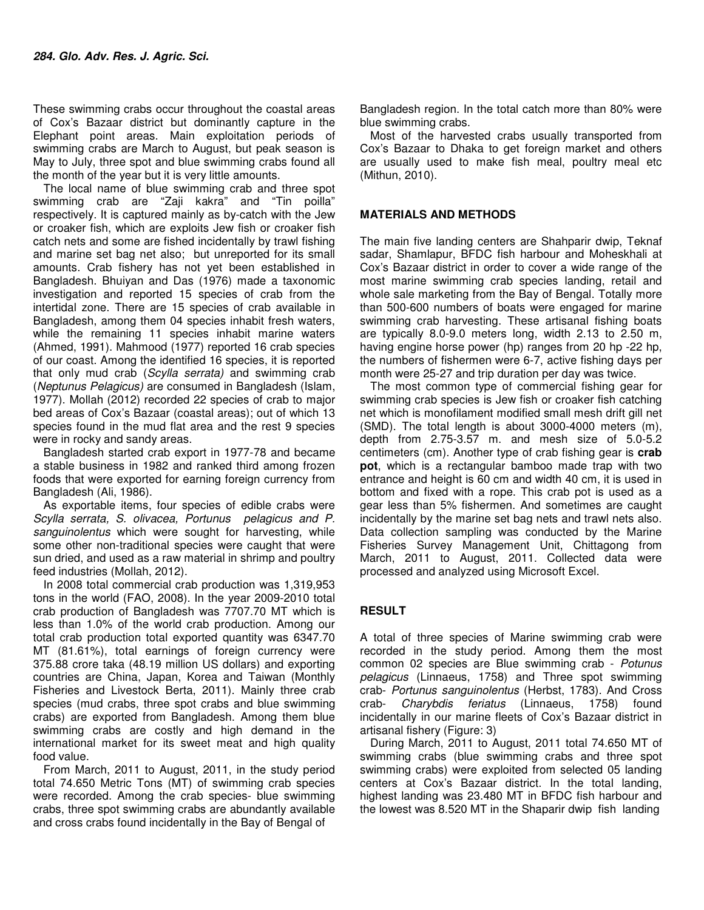These swimming crabs occur throughout the coastal areas of Cox's Bazaar district but dominantly capture in the Elephant point areas. Main exploitation periods of swimming crabs are March to August, but peak season is May to July, three spot and blue swimming crabs found all the month of the year but it is very little amounts.

The local name of blue swimming crab and three spot swimming crab are "Zaji kakra" and "Tin poilla" respectively. It is captured mainly as by-catch with the Jew or croaker fish, which are exploits Jew fish or croaker fish catch nets and some are fished incidentally by trawl fishing and marine set bag net also; but unreported for its small amounts. Crab fishery has not yet been established in Bangladesh. Bhuiyan and Das (1976) made a taxonomic investigation and reported 15 species of crab from the intertidal zone. There are 15 species of crab available in Bangladesh, among them 04 species inhabit fresh waters, while the remaining 11 species inhabit marine waters (Ahmed, 1991). Mahmood (1977) reported 16 crab species of our coast. Among the identified 16 species, it is reported that only mud crab (*Scylla serrata)* and swimming crab (*Neptunus Pelagicus)* are consumed in Bangladesh (Islam, 1977). Mollah (2012) recorded 22 species of crab to major bed areas of Cox's Bazaar (coastal areas); out of which 13 species found in the mud flat area and the rest 9 species were in rocky and sandy areas.

Bangladesh started crab export in 1977-78 and became a stable business in 1982 and ranked third among frozen foods that were exported for earning foreign currency from Bangladesh (Ali, 1986).

As exportable items, four species of edible crabs were *Scylla serrata, S. olivacea, Portunus pelagicus and P. sanguinolentus* which were sought for harvesting, while some other non-traditional species were caught that were sun dried, and used as a raw material in shrimp and poultry feed industries (Mollah, 2012).

In 2008 total commercial crab production was 1,319,953 tons in the world (FAO, 2008). In the year 2009-2010 total crab production of Bangladesh was 7707.70 MT which is less than 1.0% of the world crab production. Among our total crab production total exported quantity was 6347.70 MT (81.61%), total earnings of foreign currency were 375.88 crore taka (48.19 million US dollars) and exporting countries are China, Japan, Korea and Taiwan (Monthly Fisheries and Livestock Berta, 2011). Mainly three crab species (mud crabs, three spot crabs and blue swimming crabs) are exported from Bangladesh. Among them blue swimming crabs are costly and high demand in the international market for its sweet meat and high quality food value.

From March, 2011 to August, 2011, in the study period total 74.650 Metric Tons (MT) of swimming crab species were recorded. Among the crab species- blue swimming crabs, three spot swimming crabs are abundantly available and cross crabs found incidentally in the Bay of Bengal of Bangladesh region. In the total catch more than 80% were blue swimming crabs.

Most of the harvested crabs usually transported from Cox's Bazaar to Dhaka to get foreign market and others are usually used to make fish meal, poultry meal etc (Mithun, 2010).

## MATERIALS AND METHODS

The main five landing centers are Shahparir dwip, Teknaf sadar, Shamlapur, BFDC fish harbour and Moheskhali at Cox's Bazaar district in order to cover a wide range of the most marine swimming crab species landing, retail and whole sale marketing from the Bay of Bengal. Totally more than 500-600 numbers of boats were engaged for marine swimming crab harvesting. These artisanal fishing boats are typically 8.0-9.0 meters long, width 2.13 to 2.50 m, having engine horse power (hp) ranges from 20 hp -22 hp, the numbers of fishermen were 6-7, active fishing days per month were 25-27 and trip duration per day was twice.

The most common type of commercial fishing gear for swimming crab species is Jew fish or croaker fish catching net which is monofilament modified small mesh drift gill net (SMD). The total length is about 3000-4000 meters (m), depth from 2.75-3.57 m. and mesh size of 5.0-5.2 centimeters (cm). Another type of crab fishing gear is **crab pot**, which is a rectangular bamboo made trap with two entrance and height is 60 cm and width 40 cm, it is used in bottom and fixed with a rope. This crab pot is used as a gear less than 5% fishermen. And sometimes are caught incidentally by the marine set bag nets and trawl nets also. Data collection sampling was conducted by the Marine Fisheries Survey Management Unit, Chittagong from March, 2011 to August, 2011. Collected data were processed and analyzed using Microsoft Excel.

## RESULT

A total of three species of Marine swimming crab were recorded in the study period. Among them the most common 02 species are Blue swimming crab - *Potunus pelagicus* (Linnaeus, 1758) and Three spot swimming crab- *Portunus sanguinolentus* (Herbst, 1783). And Cross crab- *Charybdis feriatus* (Linnaeus, 1758) found incidentally in our marine fleets of Cox's Bazaar district in artisanal fishery (Figure: 3)

During March, 2011 to August, 2011 total 74.650 MT of swimming crabs (blue swimming crabs and three spot swimming crabs) were exploited from selected 05 landing centers at Cox's Bazaar district. In the total landing, highest landing was 23.480 MT in BFDC fish harbour and the lowest was 8.520 MT in the Shaparir dwip fish landing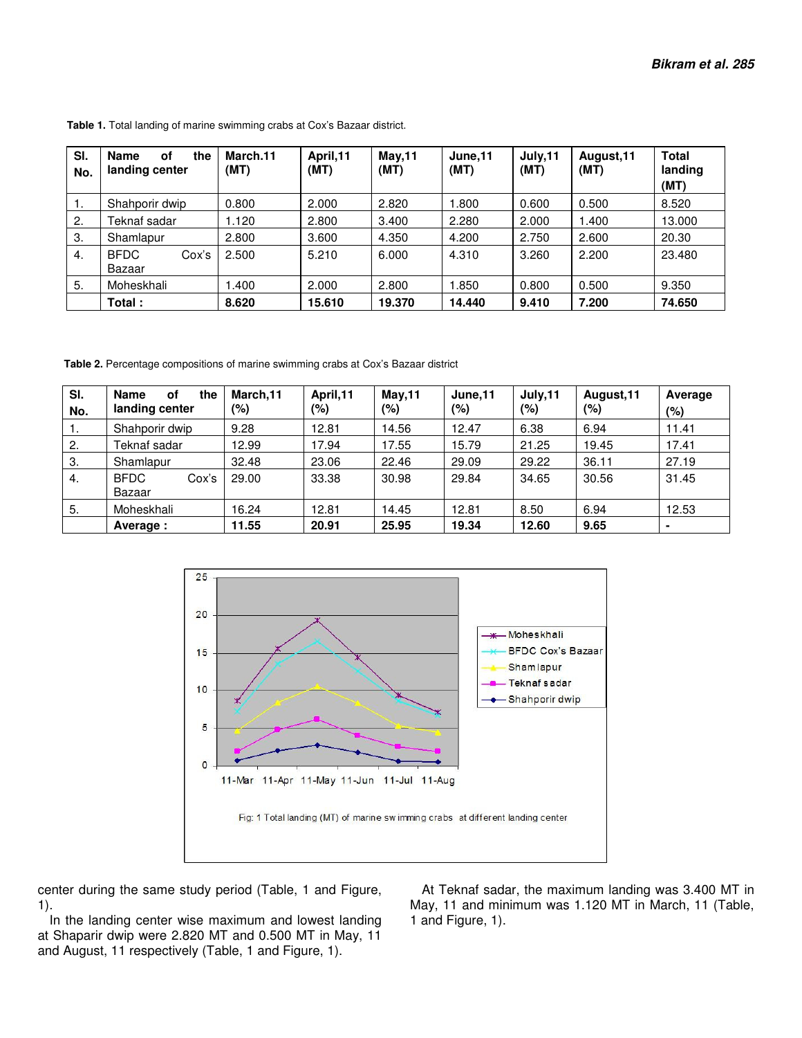**Table 1.** Total landing of marine swimming crabs at Cox's Bazaar district.

| Sl. No. | Name of the landing center | March.11 (MT) | April,11 (MT) | May,11 (MT) | June,11 (MT) | July,11 (MT) | August,11 (MT) | Total landing (MT) |
|---|---|---|---|---|---|---|---|---|
| 1. | Shahporir dwip | 0.800 | 2.000 | 2.820 | 1.800 | 0.600 | 0.500 | 8.520 |
| 2. | Teknaf sadar | 1.120 | 2.800 | 3.400 | 2.280 | 2.000 | 1.400 | 13.000 |
| 3. | Shamlapur | 2.800 | 3.600 | 4.350 | 4.200 | 2.750 | 2.600 | 20.30 |
| 4. | BFDC Cox's Bazaar | 2.500 | 5.210 | 6.000 | 4.310 | 3.260 | 2.200 | 23.480 |
| 5. | Moheskhali | 1.400 | 2.000 | 2.800 | 1.850 | 0.800 | 0.500 | 9.350 |
| | **Total :** | **8.620** | **15.610** | **19.370** | **14.440** | **9.410** | **7.200** | **74.650** |

**Table 2.** Percentage compositions of marine swimming crabs at Cox's Bazaar district

| Sl. No. | Name of the landing center | March,11 (%) | April,11 (%) | May,11 (%) | June,11 (%) | July,11 (%) | August,11 (%) | Average (%) |
|---|---|---|---|---|---|---|---|---|
| 1. | Shahporir dwip | 9.28 | 12.81 | 14.56 | 12.47 | 6.38 | 6.94 | 11.41 |
| 2. | Teknaf sadar | 12.99 | 17.94 | 17.55 | 15.79 | 21.25 | 19.45 | 17.41 |
| 3. | Shamlapur | 32.48 | 23.06 | 22.46 | 29.09 | 29.22 | 36.11 | 27.19 |
| 4. | BFDC Cox's Bazaar | 29.00 | 33.38 | 30.98 | 29.84 | 34.65 | 30.56 | 31.45 |
| 5. | Moheskhali | 16.24 | 12.81 | 14.45 | 12.81 | 8.50 | 6.94 | 12.53 |
| | **Average :** | **11.55** | **20.91** | **25.95** | **19.34** | **12.60** | **9.65** | **-** |

Fig: 1 Total landing (MT) of marine swimming crabs at different landing center

center during the same study period (Table, 1 and Figure, 1).

In the landing center wise maximum and lowest landing at Shaparir dwip were 2.820 MT and 0.500 MT in May, 11 and August, 11 respectively (Table, 1 and Figure, 1).

At Teknaf sadar, the maximum landing was 3.400 MT in May, 11 and minimum was 1.120 MT in March, 11 (Table, 1 and Figure, 1).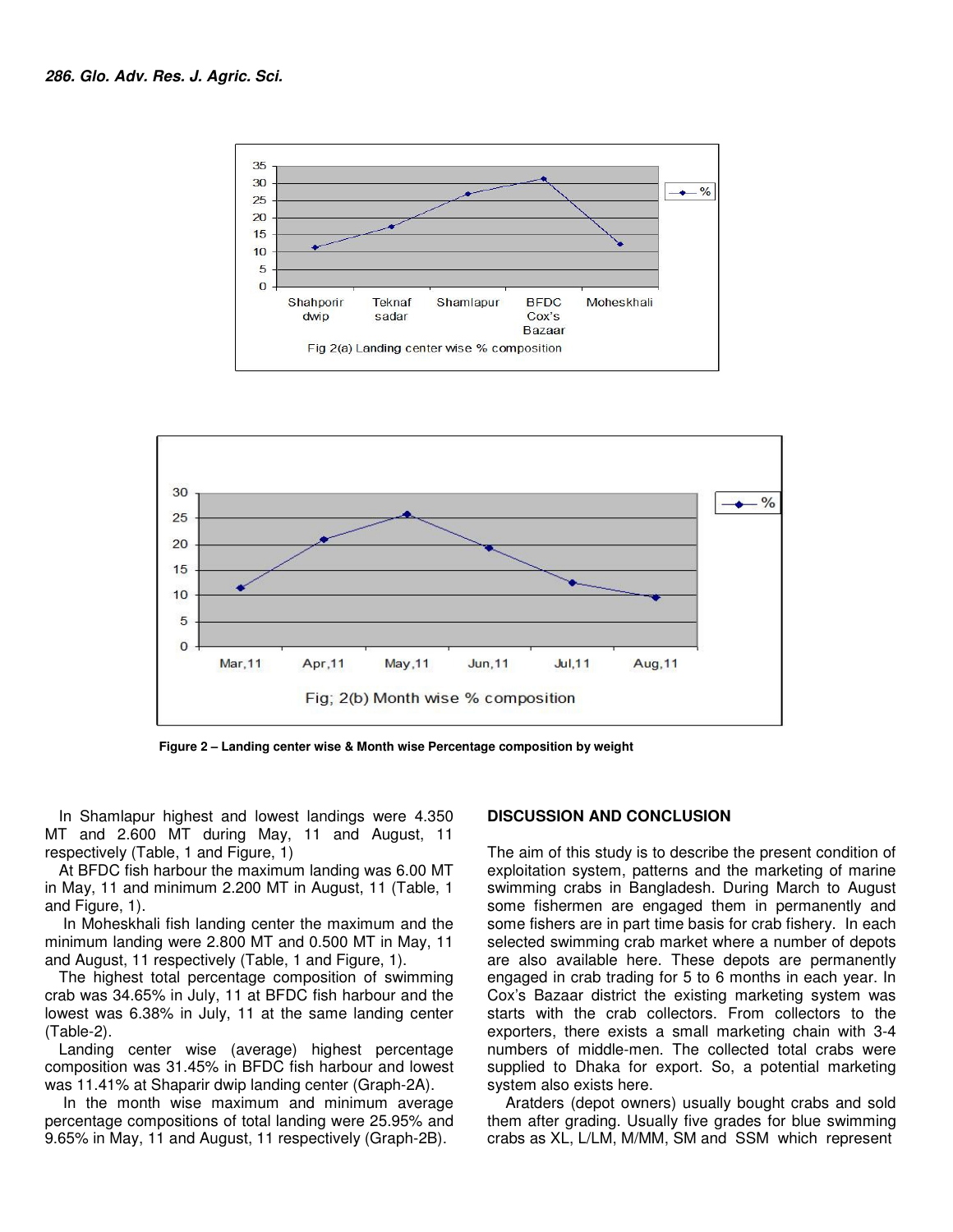Fig 2(a) Landing center wise % composition

Fig; 2(b) Month wise % composition

**Figure 2 – Landing center wise & Month wise Percentage composition by weight**

In Shamlapur highest and lowest landings were 4.350 MT and 2.600 MT during May, 11 and August, 11 respectively (Table, 1 and Figure, 1)

At BFDC fish harbour the maximum landing was 6.00 MT in May, 11 and minimum 2.200 MT in August, 11 (Table, 1 and Figure, 1).

In Moheskhali fish landing center the maximum and the minimum landing were 2.800 MT and 0.500 MT in May, 11 and August, 11 respectively (Table, 1 and Figure, 1).

The highest total percentage composition of swimming crab was 34.65% in July, 11 at BFDC fish harbour and the lowest was 6.38% in July, 11 at the same landing center (Table-2).

Landing center wise (average) highest percentage composition was 31.45% in BFDC fish harbour and lowest was 11.41% at Shaparir dwip landing center (Graph-2A).

In the month wise maximum and minimum average percentage compositions of total landing were 25.95% and 9.65% in May, 11 and August, 11 respectively (Graph-2B).

## DISCUSSION AND CONCLUSION

The aim of this study is to describe the present condition of exploitation system, patterns and the marketing of marine swimming crabs in Bangladesh. During March to August some fishermen are engaged them in permanently and some fishers are in part time basis for crab fishery. In each selected swimming crab market where a number of depots are also available here. These depots are permanently engaged in crab trading for 5 to 6 months in each year. In Cox's Bazaar district the existing marketing system was starts with the crab collectors. From collectors to the exporters, there exists a small marketing chain with 3-4 numbers of middle-men. The collected total crabs were supplied to Dhaka for export. So, a potential marketing system also exists here.

Aratders (depot owners) usually bought crabs and sold them after grading. Usually five grades for blue swimming crabs as XL, L/LM, M/MM, SM and SSM which represent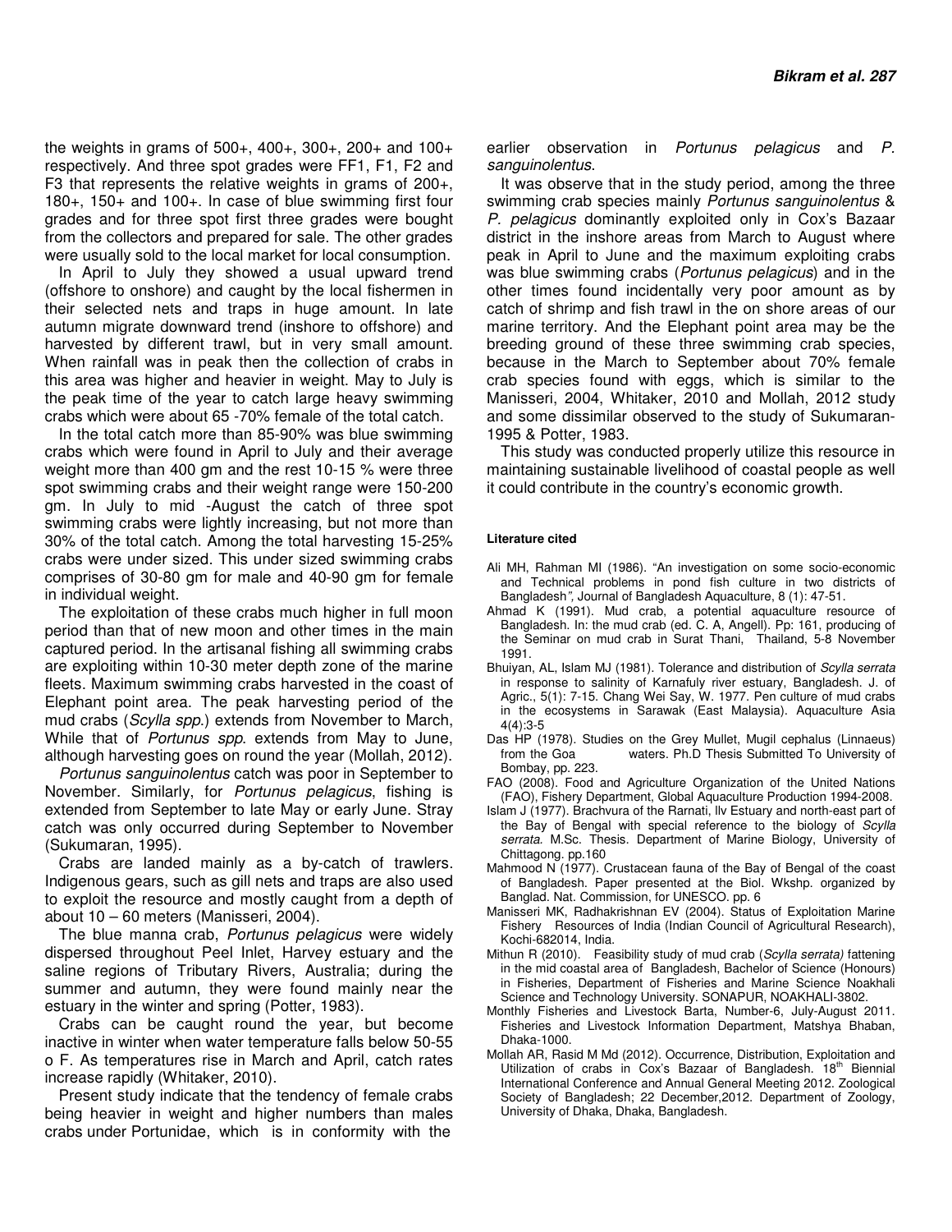the weights in grams of 500+, 400+, 300+, 200+ and 100+ respectively. And three spot grades were FF1, F1, F2 and F3 that represents the relative weights in grams of 200+, 180+, 150+ and 100+. In case of blue swimming first four grades and for three spot first three grades were bought from the collectors and prepared for sale. The other grades were usually sold to the local market for local consumption.

In April to July they showed a usual upward trend (offshore to onshore) and caught by the local fishermen in their selected nets and traps in huge amount. In late autumn migrate downward trend (inshore to offshore) and harvested by different trawl, but in very small amount. When rainfall was in peak then the collection of crabs in this area was higher and heavier in weight. May to July is the peak time of the year to catch large heavy swimming crabs which were about 65 -70% female of the total catch.

In the total catch more than 85-90% was blue swimming crabs which were found in April to July and their average weight more than 400 gm and the rest 10-15 % were three spot swimming crabs and their weight range were 150-200 gm. In July to mid -August the catch of three spot swimming crabs were lightly increasing, but not more than 30% of the total catch. Among the total harvesting 15-25% crabs were under sized. This under sized swimming crabs comprises of 30-80 gm for male and 40-90 gm for female in individual weight.

The exploitation of these crabs much higher in full moon period than that of new moon and other times in the main captured period. In the artisanal fishing all swimming crabs are exploiting within 10-30 meter depth zone of the marine fleets. Maximum swimming crabs harvested in the coast of Elephant point area. The peak harvesting period of the mud crabs (*Scylla spp.*) extends from November to March, While that of *Portunus spp.* extends from May to June, although harvesting goes on round the year (Mollah, 2012).

*Portunus sanguinolentus* catch was poor in September to November. Similarly, for *Portunus pelagicus*, fishing is extended from September to late May or early June. Stray catch was only occurred during September to November (Sukumaran, 1995).

Crabs are landed mainly as a by-catch of trawlers. Indigenous gears, such as gill nets and traps are also used to exploit the resource and mostly caught from a depth of about 10 – 60 meters (Manisseri, 2004).

The blue manna crab, *Portunus pelagicus* were widely dispersed throughout Peel Inlet, Harvey estuary and the saline regions of Tributary Rivers, Australia; during the summer and autumn, they were found mainly near the estuary in the winter and spring (Potter, 1983).

Crabs can be caught round the year, but become inactive in winter when water temperature falls below 50-55 o F. As temperatures rise in March and April, catch rates increase rapidly (Whitaker, 2010).

Present study indicate that the tendency of female crabs being heavier in weight and higher numbers than males crabs under Portunidae, which is in conformity with the earlier observation in *Portunus pelagicus* and *P. sanguinolentus*.

It was observe that in the study period, among the three swimming crab species mainly *Portunus sanguinolentus* & *P. pelagicus* dominantly exploited only in Cox's Bazaar district in the inshore areas from March to August where peak in April to June and the maximum exploiting crabs was blue swimming crabs (*Portunus pelagicus*) and in the other times found incidentally very poor amount as by catch of shrimp and fish trawl in the on shore areas of our marine territory. And the Elephant point area may be the breeding ground of these three swimming crab species, because in the March to September about 70% female crab species found with eggs, which is similar to the Manisseri, 2004, Whitaker, 2010 and Mollah, 2012 study and some dissimilar observed to the study of Sukumaran-1995 & Potter, 1983.

This study was conducted properly utilize this resource in maintaining sustainable livelihood of coastal people as well it could contribute in the country's economic growth.

#### Literature cited

Ali MH, Rahman MI (1986). "An investigation on some socio-economic and Technical problems in pond fish culture in two districts of Bangladesh", Journal of Bangladesh Aquaculture, 8 (1): 47-51.

Ahmad K (1991). Mud crab, a potential aquaculture resource of Bangladesh. In: the mud crab (ed. C. A, Angell). Pp: 161, producing of the Seminar on mud crab in Surat Thani, Thailand, 5-8 November 1991.

Bhuiyan, AL, Islam MJ (1981). Tolerance and distribution of *Scylla serrata* in response to salinity of Karnafuly river estuary, Bangladesh. J. of Agric., 5(1): 7-15. Chang Wei Say, W. 1977. Pen culture of mud crabs in the ecosystems in Sarawak (East Malaysia). Aquaculture Asia 4(4):3-5

Das HP (1978). Studies on the Grey Mullet, Mugil cephalus (Linnaeus) from the Goa waters. Ph.D Thesis Submitted To University of Bombay, pp. 223.

FAO (2008). Food and Agriculture Organization of the United Nations (FAO), Fishery Department, Global Aquaculture Production 1994-2008.

Islam J (1977). Brachvura of the Rarnati, llv Estuary and north-east part of the Bay of Bengal with special reference to the biology of *Scylla serrata.* M.Sc. Thesis. Department of Marine Biology, University of Chittagong. pp.160

Mahmood N (1977). Crustacean fauna of the Bay of Bengal of the coast of Bangladesh. Paper presented at the Biol. Wkshp. organized by Banglad. Nat. Commission, for UNESCO. pp. 6

Manisseri MK, Radhakrishnan EV (2004). Status of Exploitation Marine Fishery Resources of India (Indian Council of Agricultural Research), Kochi-682014, India.

Mithun R (2010). Feasibility study of mud crab (*Scylla serrata)* fattening in the mid coastal area of Bangladesh, Bachelor of Science (Honours) in Fisheries, Department of Fisheries and Marine Science Noakhali Science and Technology University. SONAPUR, NOAKHALI-3802.

Monthly Fisheries and Livestock Barta, Number-6, July-August 2011. Fisheries and Livestock Information Department, Matshya Bhaban, Dhaka-1000.

Mollah AR, Rasid M Md (2012). Occurrence, Distribution, Exploitation and Utilization of crabs in Cox's Bazaar of Bangladesh. 18th Biennial International Conference and Annual General Meeting 2012. Zoological Society of Bangladesh; 22 December,2012. Department of Zoology, University of Dhaka, Dhaka, Bangladesh.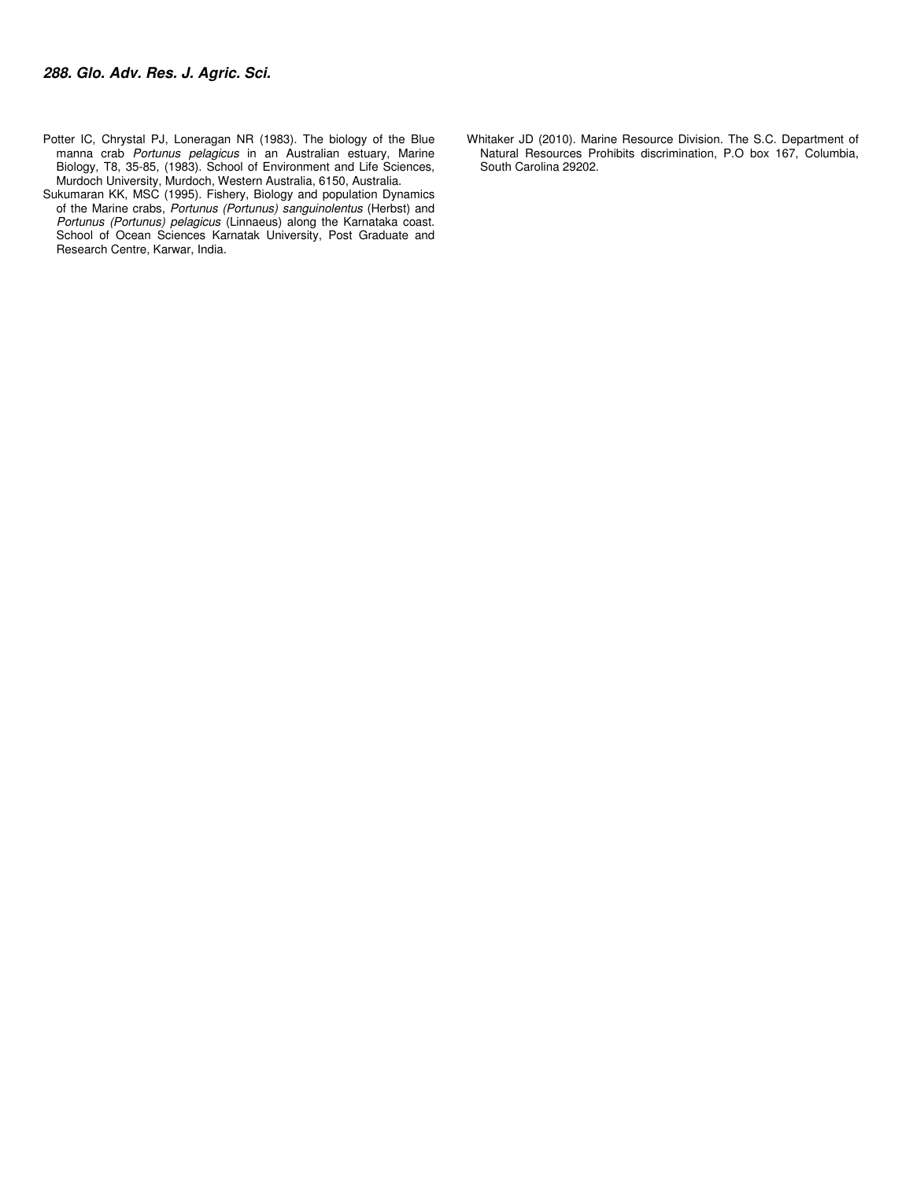Potter IC, Chrystal PJ, Loneragan NR (1983). The biology of the Blue manna crab *Portunus pelagicus* in an Australian estuary, Marine Biology, T8, 35-85, (1983). School of Environment and Life Sciences, Murdoch University, Murdoch, Western Australia, 6150, Australia.

Sukumaran KK, MSC (1995). Fishery, Biology and population Dynamics of the Marine crabs, *Portunus (Portunus) sanguinolentus* (Herbst) and *Portunus (Portunus) pelagicus* (Linnaeus) along the Karnataka coast. School of Ocean Sciences Karnatak University, Post Graduate and Research Centre, Karwar, India.

Whitaker JD (2010). Marine Resource Division. The S.C. Department of Natural Resources Prohibits discrimination, P.O box 167, Columbia, South Carolina 29202.